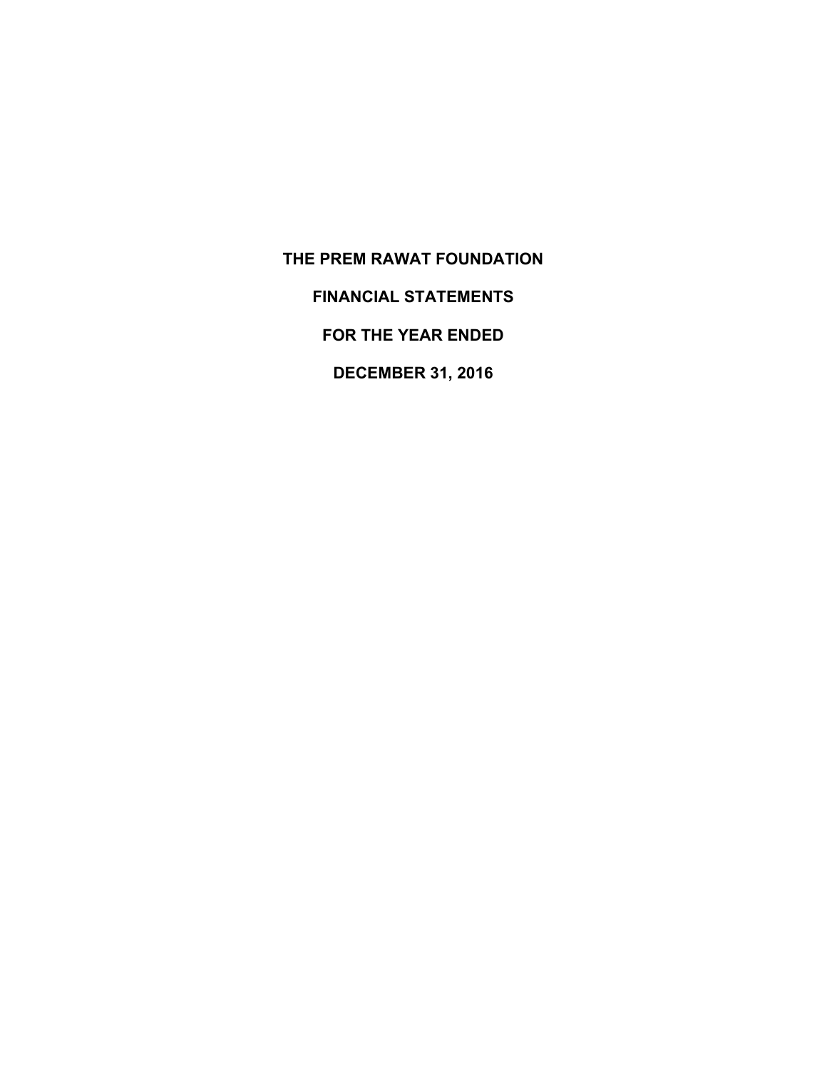# THE PREM RAWAT FOUNDATION

## FINANCIAL STATEMENTS

## FOR THE YEAR ENDED

## DECEMBER 31, 2016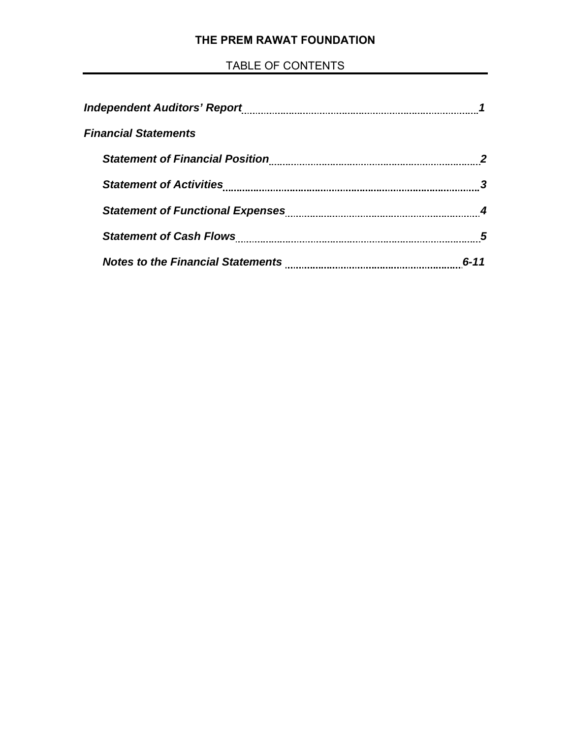**THE PREM RAWAT FOUNDATION**

TABLE OF CONTENTS

| | |
|---|---|
| ***Independent Auditors' Report*** | ***1*** |
| ***Financial Statements*** | |
| ***Statement of Financial Position*** | ***2*** |
| ***Statement of Activities*** | ***3*** |
| ***Statement of Functional Expenses*** | ***4*** |
| ***Statement of Cash Flows*** | ***5*** |
| ***Notes to the Financial Statements*** | ***6-11*** |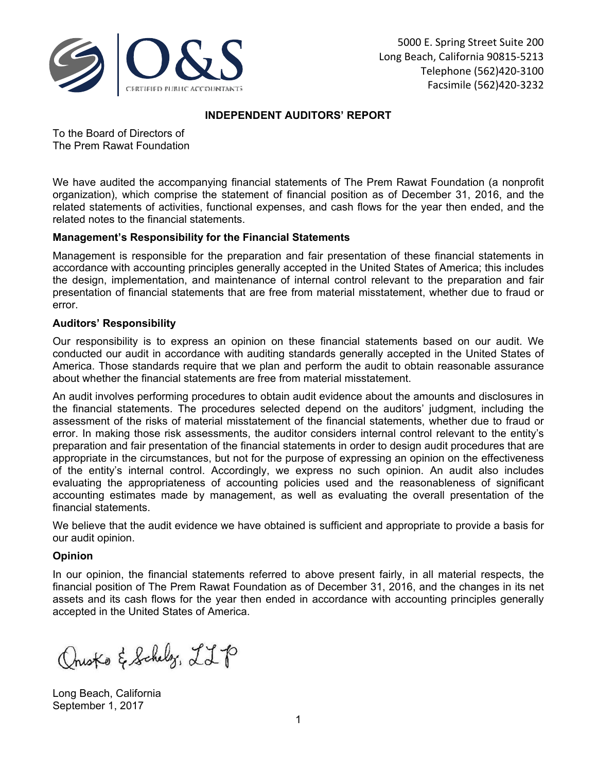O&S

CERTIFIED PUBLIC ACCOUNTANTS

5000 E. Spring Street Suite 200
Long Beach, California 90815-5213
Telephone (562)420-3100
Facsimile (562)420-3232

# INDEPENDENT AUDITORS' REPORT

To the Board of Directors of
The Prem Rawat Foundation

We have audited the accompanying financial statements of The Prem Rawat Foundation (a nonprofit organization), which comprise the statement of financial position as of December 31, 2016, and the related statements of activities, functional expenses, and cash flows for the year then ended, and the related notes to the financial statements.

**Management's Responsibility for the Financial Statements**

Management is responsible for the preparation and fair presentation of these financial statements in accordance with accounting principles generally accepted in the United States of America; this includes the design, implementation, and maintenance of internal control relevant to the preparation and fair presentation of financial statements that are free from material misstatement, whether due to fraud or error.

**Auditors' Responsibility**

Our responsibility is to express an opinion on these financial statements based on our audit. We conducted our audit in accordance with auditing standards generally accepted in the United States of America. Those standards require that we plan and perform the audit to obtain reasonable assurance about whether the financial statements are free from material misstatement.

An audit involves performing procedures to obtain audit evidence about the amounts and disclosures in the financial statements. The procedures selected depend on the auditors' judgment, including the assessment of the risks of material misstatement of the financial statements, whether due to fraud or error. In making those risk assessments, the auditor considers internal control relevant to the entity's preparation and fair presentation of the financial statements in order to design audit procedures that are appropriate in the circumstances, but not for the purpose of expressing an opinion on the effectiveness of the entity's internal control. Accordingly, we express no such opinion. An audit also includes evaluating the appropriateness of accounting policies used and the reasonableness of significant accounting estimates made by management, as well as evaluating the overall presentation of the financial statements.

We believe that the audit evidence we have obtained is sufficient and appropriate to provide a basis for our audit opinion.

**Opinion**

In our opinion, the financial statements referred to above present fairly, in all material respects, the financial position of The Prem Rawat Foundation as of December 31, 2016, and the changes in its net assets and its cash flows for the year then ended in accordance with accounting principles generally accepted in the United States of America.

Onisko & Scholz, LLP

Long Beach, California
September 1, 2017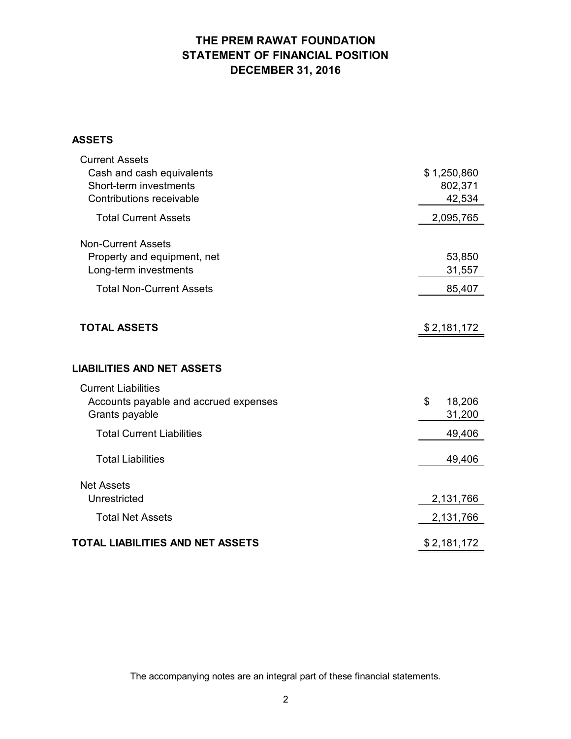# THE PREM RAWAT FOUNDATION
## STATEMENT OF FINANCIAL POSITION
## DECEMBER 31, 2016

| | |
|---|---|
| **ASSETS** | |
| Current Assets | |
| Cash and cash equivalents | $ 1,250,860 |
| Short-term investments | 802,371 |
| Contributions receivable | 42,534 |
| Total Current Assets | 2,095,765 |
| Non-Current Assets | |
| Property and equipment, net | 53,850 |
| Long-term investments | 31,557 |
| Total Non-Current Assets | 85,407 |
| **TOTAL ASSETS** | $ 2,181,172 |
| **LIABILITIES AND NET ASSETS** | |
| Current Liabilities | |
| Accounts payable and accrued expenses | $ 18,206 |
| Grants payable | 31,200 |
| Total Current Liabilities | 49,406 |
| Total Liabilities | 49,406 |
| Net Assets | |
| Unrestricted | 2,131,766 |
| Total Net Assets | 2,131,766 |
| **TOTAL LIABILITIES AND NET ASSETS** | $ 2,181,172 |

The accompanying notes are an integral part of these financial statements.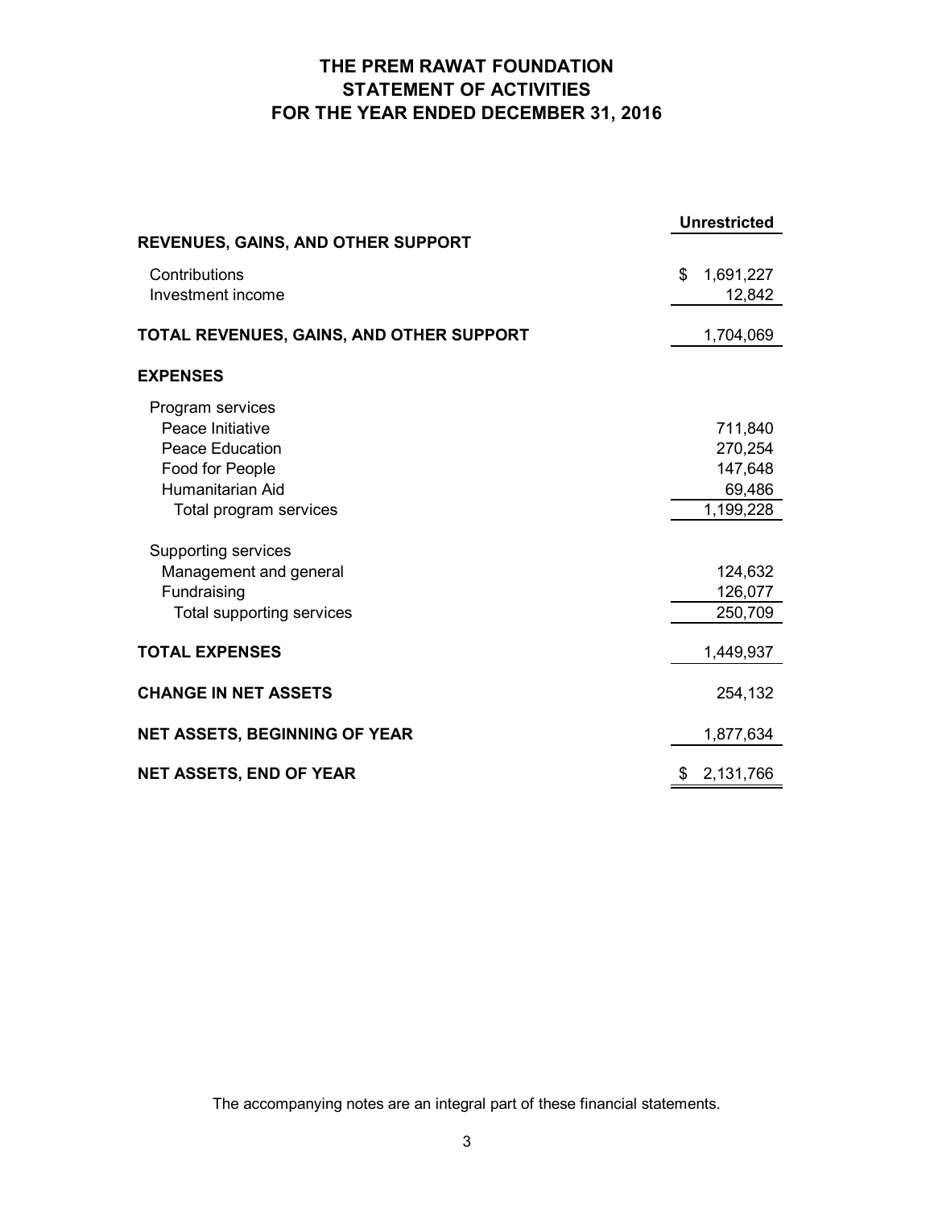# THE PREM RAWAT FOUNDATION
# STATEMENT OF ACTIVITIES
# FOR THE YEAR ENDED DECEMBER 31, 2016

| | Unrestricted |
|---|---|
| **REVENUES, GAINS, AND OTHER SUPPORT** | |
| Contributions | $ 1,691,227 |
| Investment income | 12,842 |
| **TOTAL REVENUES, GAINS, AND OTHER SUPPORT** | 1,704,069 |
| **EXPENSES** | |
| Program services | |
| Peace Initiative | 711,840 |
| Peace Education | 270,254 |
| Food for People | 147,648 |
| Humanitarian Aid | 69,486 |
| Total program services | 1,199,228 |
| Supporting services | |
| Management and general | 124,632 |
| Fundraising | 126,077 |
| Total supporting services | 250,709 |
| **TOTAL EXPENSES** | 1,449,937 |
| **CHANGE IN NET ASSETS** | 254,132 |
| **NET ASSETS, BEGINNING OF YEAR** | 1,877,634 |
| **NET ASSETS, END OF YEAR** | $ 2,131,766 |

The accompanying notes are an integral part of these financial statements.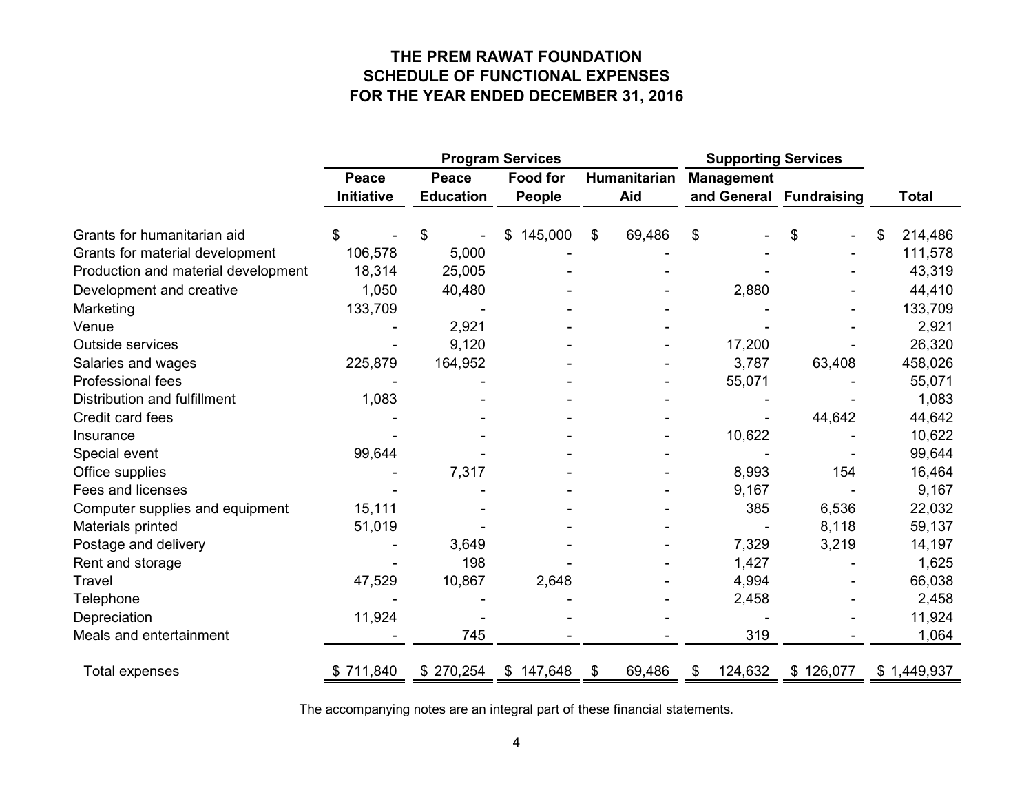# THE PREM RAWAT FOUNDATION
## SCHEDULE OF FUNCTIONAL EXPENSES
## FOR THE YEAR ENDED DECEMBER 31, 2016

| | Program Services | | | | Supporting Services | | |
|---|---|---|---|---|---|---|---|
| | Peace Initiative | Peace Education | Food for People | Humanitarian Aid | Management and General | Fundraising | Total |
| Grants for humanitarian aid | $ - | $ - | $ 145,000 | $ 69,486 | $ - | $ - | $ 214,486 |
| Grants for material development | 106,578 | 5,000 | - | - | - | - | 111,578 |
| Production and material development | 18,314 | 25,005 | - | - | - | - | 43,319 |
| Development and creative | 1,050 | 40,480 | - | - | 2,880 | - | 44,410 |
| Marketing | 133,709 | - | - | - | - | - | 133,709 |
| Venue | - | 2,921 | - | - | - | - | 2,921 |
| Outside services | - | 9,120 | - | - | 17,200 | - | 26,320 |
| Salaries and wages | 225,879 | 164,952 | - | - | 3,787 | 63,408 | 458,026 |
| Professional fees | - | - | - | - | 55,071 | - | 55,071 |
| Distribution and fulfillment | 1,083 | - | - | - | - | - | 1,083 |
| Credit card fees | - | - | - | - | - | 44,642 | 44,642 |
| Insurance | - | - | - | - | 10,622 | - | 10,622 |
| Special event | 99,644 | - | - | - | - | - | 99,644 |
| Office supplies | - | 7,317 | - | - | 8,993 | 154 | 16,464 |
| Fees and licenses | - | - | - | - | 9,167 | - | 9,167 |
| Computer supplies and equipment | 15,111 | - | - | - | 385 | 6,536 | 22,032 |
| Materials printed | 51,019 | - | - | - | - | 8,118 | 59,137 |
| Postage and delivery | - | 3,649 | - | - | 7,329 | 3,219 | 14,197 |
| Rent and storage | - | 198 | - | - | 1,427 | - | 1,625 |
| Travel | 47,529 | 10,867 | 2,648 | - | 4,994 | - | 66,038 |
| Telephone | - | - | - | - | 2,458 | - | 2,458 |
| Depreciation | 11,924 | - | - | - | - | - | 11,924 |
| Meals and entertainment | - | 745 | - | - | 319 | - | 1,064 |
| Total expenses | $ 711,840 | $ 270,254 | $ 147,648 | $ 69,486 | $ 124,632 | $ 126,077 | $ 1,449,937 |

The accompanying notes are an integral part of these financial statements.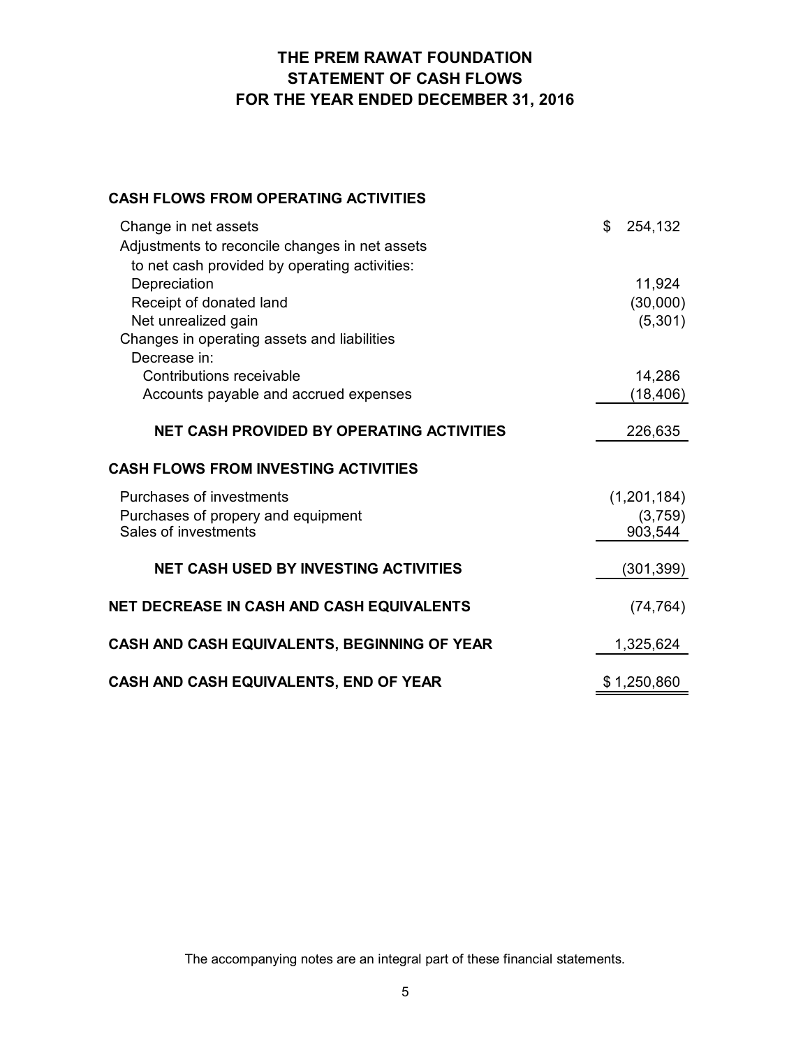# THE PREM RAWAT FOUNDATION
## STATEMENT OF CASH FLOWS
## FOR THE YEAR ENDED DECEMBER 31, 2016

| | |
|---|---|
| **CASH FLOWS FROM OPERATING ACTIVITIES** | |
| Change in net assets | $ 254,132 |
| Adjustments to reconcile changes in net assets to net cash provided by operating activities: | |
| Depreciation | 11,924 |
| Receipt of donated land | (30,000) |
| Net unrealized gain | (5,301) |
| Changes in operating assets and liabilities | |
| Decrease in: | |
| Contributions receivable | 14,286 |
| Accounts payable and accrued expenses | (18,406) |
| **NET CASH PROVIDED BY OPERATING ACTIVITIES** | 226,635 |
| **CASH FLOWS FROM INVESTING ACTIVITIES** | |
| Purchases of investments | (1,201,184) |
| Purchases of propery and equipment | (3,759) |
| Sales of investments | 903,544 |
| **NET CASH USED BY INVESTING ACTIVITIES** | (301,399) |
| **NET DECREASE IN CASH AND CASH EQUIVALENTS** | (74,764) |
| **CASH AND CASH EQUIVALENTS, BEGINNING OF YEAR** | 1,325,624 |
| **CASH AND CASH EQUIVALENTS, END OF YEAR** | $ 1,250,860 |

The accompanying notes are an integral part of these financial statements.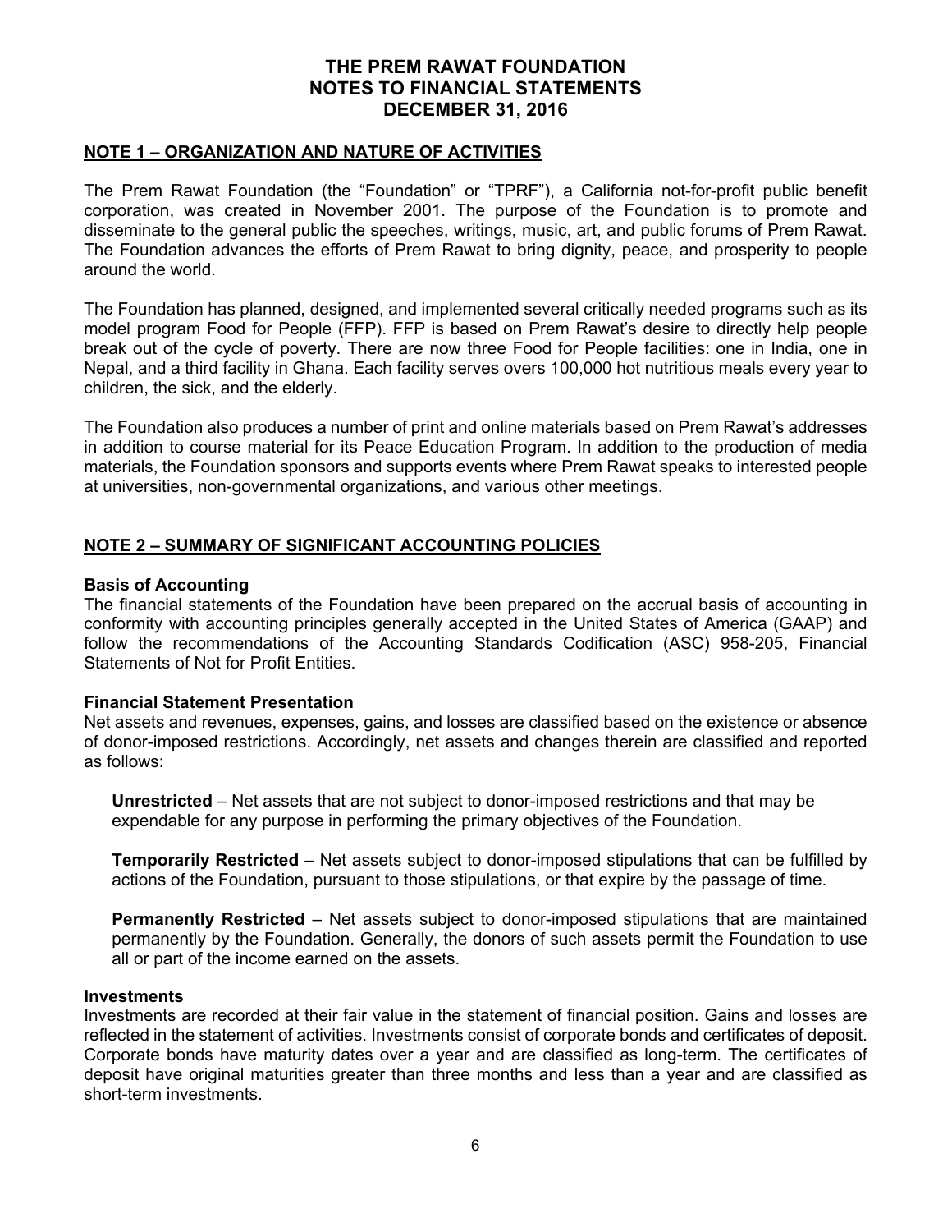# THE PREM RAWAT FOUNDATION
# NOTES TO FINANCIAL STATEMENTS
# DECEMBER 31, 2016

## NOTE 1 – ORGANIZATION AND NATURE OF ACTIVITIES

The Prem Rawat Foundation (the "Foundation" or "TPRF"), a California not-for-profit public benefit corporation, was created in November 2001. The purpose of the Foundation is to promote and disseminate to the general public the speeches, writings, music, art, and public forums of Prem Rawat. The Foundation advances the efforts of Prem Rawat to bring dignity, peace, and prosperity to people around the world.

The Foundation has planned, designed, and implemented several critically needed programs such as its model program Food for People (FFP). FFP is based on Prem Rawat's desire to directly help people break out of the cycle of poverty. There are now three Food for People facilities: one in India, one in Nepal, and a third facility in Ghana. Each facility serves overs 100,000 hot nutritious meals every year to children, the sick, and the elderly.

The Foundation also produces a number of print and online materials based on Prem Rawat's addresses in addition to course material for its Peace Education Program. In addition to the production of media materials, the Foundation sponsors and supports events where Prem Rawat speaks to interested people at universities, non-governmental organizations, and various other meetings.

## NOTE 2 – SUMMARY OF SIGNIFICANT ACCOUNTING POLICIES

### Basis of Accounting

The financial statements of the Foundation have been prepared on the accrual basis of accounting in conformity with accounting principles generally accepted in the United States of America (GAAP) and follow the recommendations of the Accounting Standards Codification (ASC) 958-205, Financial Statements of Not for Profit Entities.

### Financial Statement Presentation

Net assets and revenues, expenses, gains, and losses are classified based on the existence or absence of donor-imposed restrictions. Accordingly, net assets and changes therein are classified and reported as follows:

**Unrestricted** – Net assets that are not subject to donor-imposed restrictions and that may be expendable for any purpose in performing the primary objectives of the Foundation.

**Temporarily Restricted** – Net assets subject to donor-imposed stipulations that can be fulfilled by actions of the Foundation, pursuant to those stipulations, or that expire by the passage of time.

**Permanently Restricted** – Net assets subject to donor-imposed stipulations that are maintained permanently by the Foundation. Generally, the donors of such assets permit the Foundation to use all or part of the income earned on the assets.

### Investments

Investments are recorded at their fair value in the statement of financial position. Gains and losses are reflected in the statement of activities. Investments consist of corporate bonds and certificates of deposit. Corporate bonds have maturity dates over a year and are classified as long-term. The certificates of deposit have original maturities greater than three months and less than a year and are classified as short-term investments.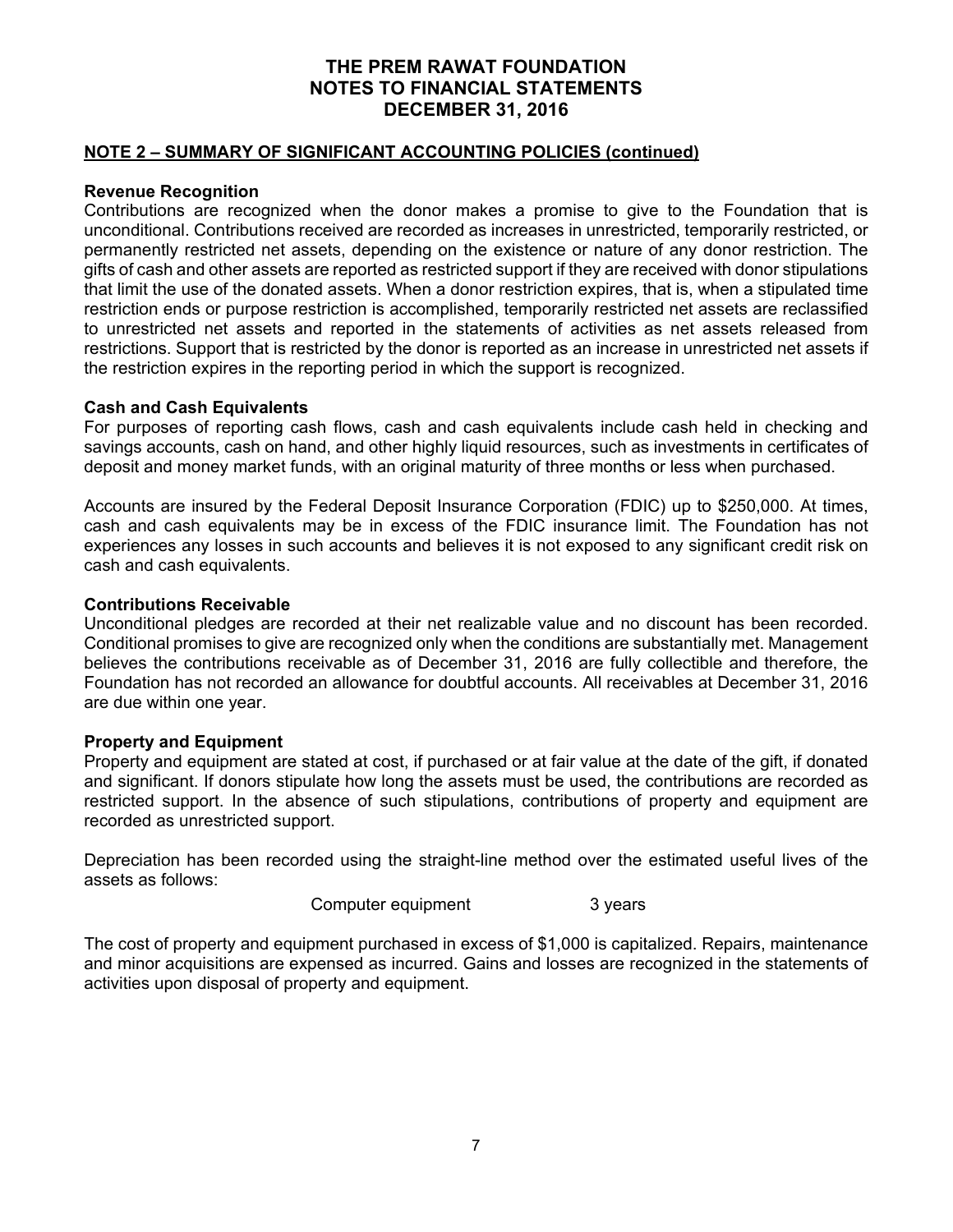# THE PREM RAWAT FOUNDATION
# NOTES TO FINANCIAL STATEMENTS
# DECEMBER 31, 2016

## NOTE 2 – SUMMARY OF SIGNIFICANT ACCOUNTING POLICIES (continued)

**Revenue Recognition**

Contributions are recognized when the donor makes a promise to give to the Foundation that is unconditional. Contributions received are recorded as increases in unrestricted, temporarily restricted, or permanently restricted net assets, depending on the existence or nature of any donor restriction. The gifts of cash and other assets are reported as restricted support if they are received with donor stipulations that limit the use of the donated assets. When a donor restriction expires, that is, when a stipulated time restriction ends or purpose restriction is accomplished, temporarily restricted net assets are reclassified to unrestricted net assets and reported in the statements of activities as net assets released from restrictions. Support that is restricted by the donor is reported as an increase in unrestricted net assets if the restriction expires in the reporting period in which the support is recognized.

**Cash and Cash Equivalents**

For purposes of reporting cash flows, cash and cash equivalents include cash held in checking and savings accounts, cash on hand, and other highly liquid resources, such as investments in certificates of deposit and money market funds, with an original maturity of three months or less when purchased.

Accounts are insured by the Federal Deposit Insurance Corporation (FDIC) up to $250,000. At times, cash and cash equivalents may be in excess of the FDIC insurance limit. The Foundation has not experiences any losses in such accounts and believes it is not exposed to any significant credit risk on cash and cash equivalents.

**Contributions Receivable**

Unconditional pledges are recorded at their net realizable value and no discount has been recorded. Conditional promises to give are recognized only when the conditions are substantially met. Management believes the contributions receivable as of December 31, 2016 are fully collectible and therefore, the Foundation has not recorded an allowance for doubtful accounts. All receivables at December 31, 2016 are due within one year.

**Property and Equipment**

Property and equipment are stated at cost, if purchased or at fair value at the date of the gift, if donated and significant. If donors stipulate how long the assets must be used, the contributions are recorded as restricted support. In the absence of such stipulations, contributions of property and equipment are recorded as unrestricted support.

Depreciation has been recorded using the straight-line method over the estimated useful lives of the assets as follows:

| | |
|---|---|
| Computer equipment | 3 years |

The cost of property and equipment purchased in excess of $1,000 is capitalized. Repairs, maintenance and minor acquisitions are expensed as incurred. Gains and losses are recognized in the statements of activities upon disposal of property and equipment.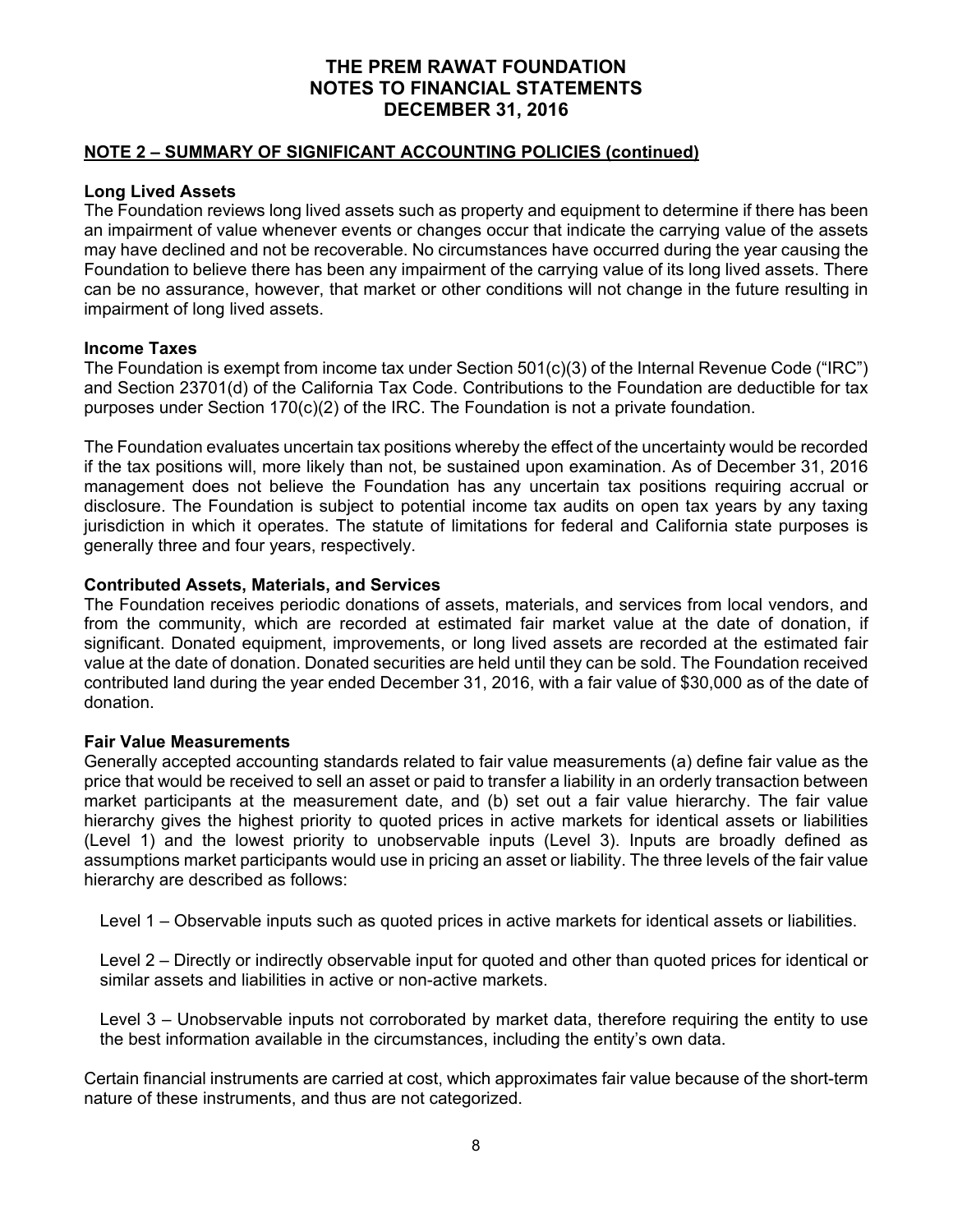# THE PREM RAWAT FOUNDATION
# NOTES TO FINANCIAL STATEMENTS
# DECEMBER 31, 2016

## NOTE 2 – SUMMARY OF SIGNIFICANT ACCOUNTING POLICIES (continued)

### Long Lived Assets

The Foundation reviews long lived assets such as property and equipment to determine if there has been an impairment of value whenever events or changes occur that indicate the carrying value of the assets may have declined and not be recoverable. No circumstances have occurred during the year causing the Foundation to believe there has been any impairment of the carrying value of its long lived assets. There can be no assurance, however, that market or other conditions will not change in the future resulting in impairment of long lived assets.

### Income Taxes

The Foundation is exempt from income tax under Section 501(c)(3) of the Internal Revenue Code ("IRC") and Section 23701(d) of the California Tax Code. Contributions to the Foundation are deductible for tax purposes under Section 170(c)(2) of the IRC. The Foundation is not a private foundation.

The Foundation evaluates uncertain tax positions whereby the effect of the uncertainty would be recorded if the tax positions will, more likely than not, be sustained upon examination. As of December 31, 2016 management does not believe the Foundation has any uncertain tax positions requiring accrual or disclosure. The Foundation is subject to potential income tax audits on open tax years by any taxing jurisdiction in which it operates. The statute of limitations for federal and California state purposes is generally three and four years, respectively.

### Contributed Assets, Materials, and Services

The Foundation receives periodic donations of assets, materials, and services from local vendors, and from the community, which are recorded at estimated fair market value at the date of donation, if significant. Donated equipment, improvements, or long lived assets are recorded at the estimated fair value at the date of donation. Donated securities are held until they can be sold. The Foundation received contributed land during the year ended December 31, 2016, with a fair value of $30,000 as of the date of donation.

### Fair Value Measurements

Generally accepted accounting standards related to fair value measurements (a) define fair value as the price that would be received to sell an asset or paid to transfer a liability in an orderly transaction between market participants at the measurement date, and (b) set out a fair value hierarchy. The fair value hierarchy gives the highest priority to quoted prices in active markets for identical assets or liabilities (Level 1) and the lowest priority to unobservable inputs (Level 3). Inputs are broadly defined as assumptions market participants would use in pricing an asset or liability. The three levels of the fair value hierarchy are described as follows:

Level 1 – Observable inputs such as quoted prices in active markets for identical assets or liabilities.

Level 2 – Directly or indirectly observable input for quoted and other than quoted prices for identical or similar assets and liabilities in active or non-active markets.

Level 3 – Unobservable inputs not corroborated by market data, therefore requiring the entity to use the best information available in the circumstances, including the entity's own data.

Certain financial instruments are carried at cost, which approximates fair value because of the short-term nature of these instruments, and thus are not categorized.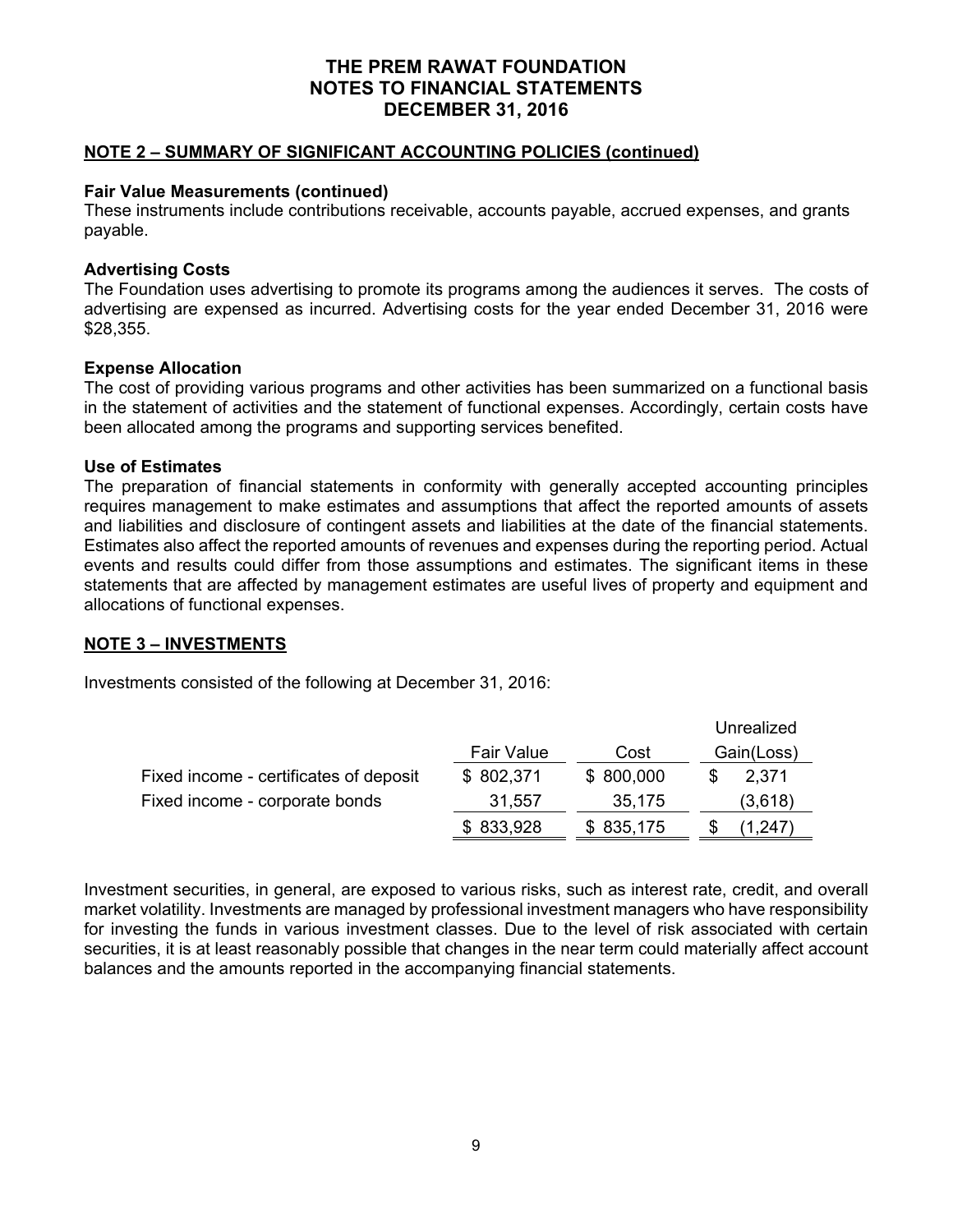# THE PREM RAWAT FOUNDATION
# NOTES TO FINANCIAL STATEMENTS
# DECEMBER 31, 2016

## NOTE 2 – SUMMARY OF SIGNIFICANT ACCOUNTING POLICIES (continued)

### Fair Value Measurements (continued)

These instruments include contributions receivable, accounts payable, accrued expenses, and grants payable.

### Advertising Costs

The Foundation uses advertising to promote its programs among the audiences it serves. The costs of advertising are expensed as incurred. Advertising costs for the year ended December 31, 2016 were $28,355.

### Expense Allocation

The cost of providing various programs and other activities has been summarized on a functional basis in the statement of activities and the statement of functional expenses. Accordingly, certain costs have been allocated among the programs and supporting services benefited.

### Use of Estimates

The preparation of financial statements in conformity with generally accepted accounting principles requires management to make estimates and assumptions that affect the reported amounts of assets and liabilities and disclosure of contingent assets and liabilities at the date of the financial statements. Estimates also affect the reported amounts of revenues and expenses during the reporting period. Actual events and results could differ from those assumptions and estimates. The significant items in these statements that are affected by management estimates are useful lives of property and equipment and allocations of functional expenses.

## NOTE 3 – INVESTMENTS

Investments consisted of the following at December 31, 2016:

| | Fair Value | Cost | Unrealized Gain(Loss) |
|---|---|---|---|
| Fixed income - certificates of deposit | $ 802,371 | $ 800,000 | $ 2,371 |
| Fixed income - corporate bonds | 31,557 | 35,175 | (3,618) |
| | $ 833,928 | $ 835,175 | $ (1,247) |

Investment securities, in general, are exposed to various risks, such as interest rate, credit, and overall market volatility. Investments are managed by professional investment managers who have responsibility for investing the funds in various investment classes. Due to the level of risk associated with certain securities, it is at least reasonably possible that changes in the near term could materially affect account balances and the amounts reported in the accompanying financial statements.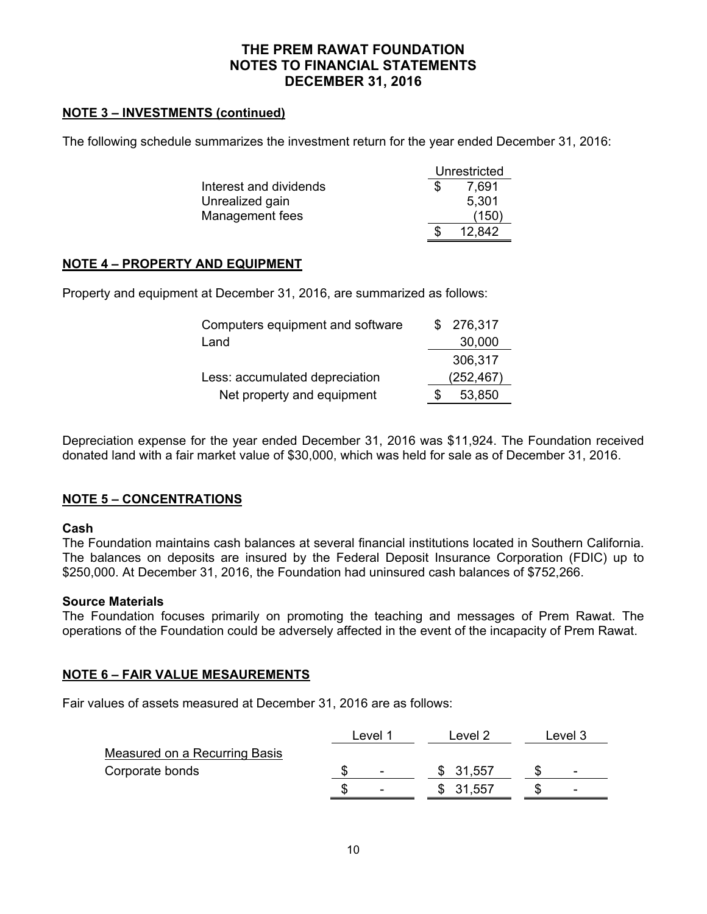# THE PREM RAWAT FOUNDATION
# NOTES TO FINANCIAL STATEMENTS
# DECEMBER 31, 2016

## NOTE 3 – INVESTMENTS (continued)

The following schedule summarizes the investment return for the year ended December 31, 2016:

| | Unrestricted |
|---|---|
| Interest and dividends | $ 7,691 |
| Unrealized gain | 5,301 |
| Management fees | (150) |
| | $ 12,842 |

## NOTE 4 – PROPERTY AND EQUIPMENT

Property and equipment at December 31, 2016, are summarized as follows:

| | |
|---|---|
| Computers equipment and software | $ 276,317 |
| Land | 30,000 |
| | 306,317 |
| Less: accumulated depreciation | (252,467) |
| Net property and equipment | $ 53,850 |

Depreciation expense for the year ended December 31, 2016 was $11,924. The Foundation received donated land with a fair market value of $30,000, which was held for sale as of December 31, 2016.

## NOTE 5 – CONCENTRATIONS

**Cash**
The Foundation maintains cash balances at several financial institutions located in Southern California. The balances on deposits are insured by the Federal Deposit Insurance Corporation (FDIC) up to $250,000. At December 31, 2016, the Foundation had uninsured cash balances of $752,266.

**Source Materials**
The Foundation focuses primarily on promoting the teaching and messages of Prem Rawat. The operations of the Foundation could be adversely affected in the event of the incapacity of Prem Rawat.

## NOTE 6 – FAIR VALUE MESAUREMENTS

Fair values of assets measured at December 31, 2016 are as follows:

| | Level 1 | Level 2 | Level 3 |
|---|---|---|---|
| Measured on a Recurring Basis | | | |
| Corporate bonds | $ - | $ 31,557 | $ - |
| | $ - | $ 31,557 | $ - |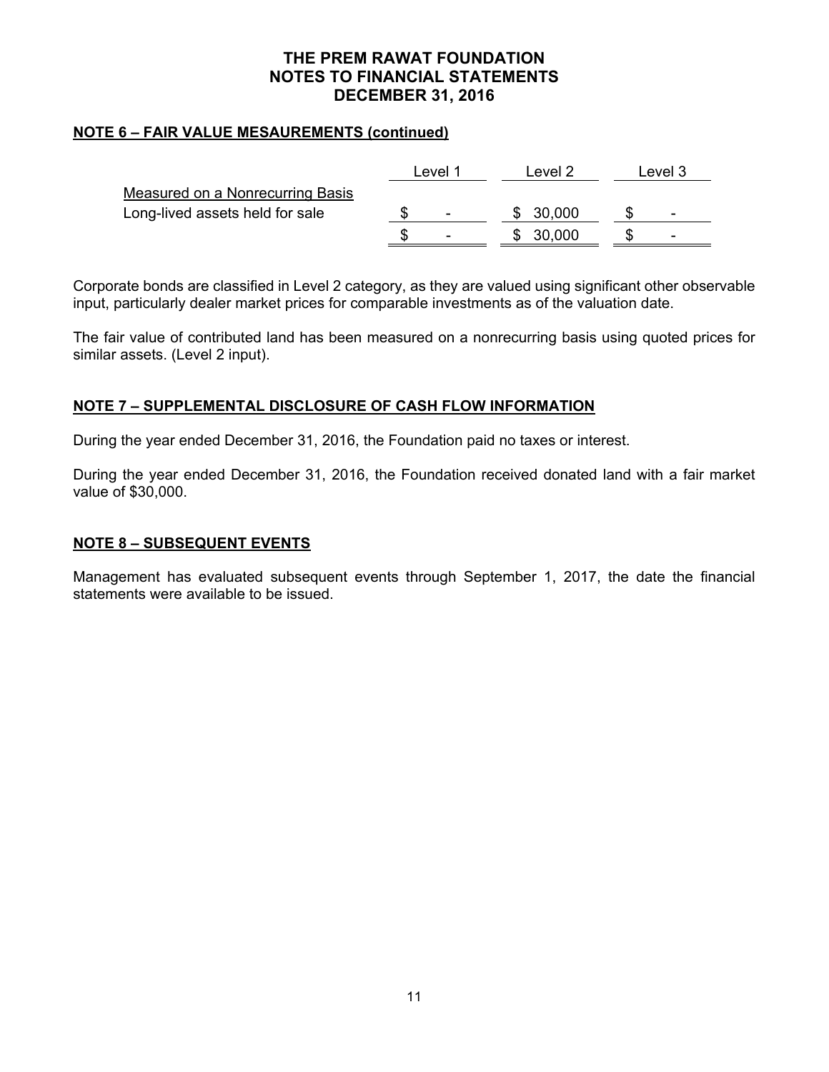## NOTE 6 – FAIR VALUE MESAUREMENTS (continued)

| | Level 1 | Level 2 | Level 3 |
|---|---|---|---|
| Measured on a Nonrecurring Basis | | | |
| Long-lived assets held for sale | $ - | $ 30,000 | $ - |
| | $ - | $ 30,000 | $ - |

Corporate bonds are classified in Level 2 category, as they are valued using significant other observable input, particularly dealer market prices for comparable investments as of the valuation date.

The fair value of contributed land has been measured on a nonrecurring basis using quoted prices for similar assets. (Level 2 input).

## NOTE 7 – SUPPLEMENTAL DISCLOSURE OF CASH FLOW INFORMATION

During the year ended December 31, 2016, the Foundation paid no taxes or interest.

During the year ended December 31, 2016, the Foundation received donated land with a fair market value of $30,000.

## NOTE 8 – SUBSEQUENT EVENTS

Management has evaluated subsequent events through September 1, 2017, the date the financial statements were available to be issued.